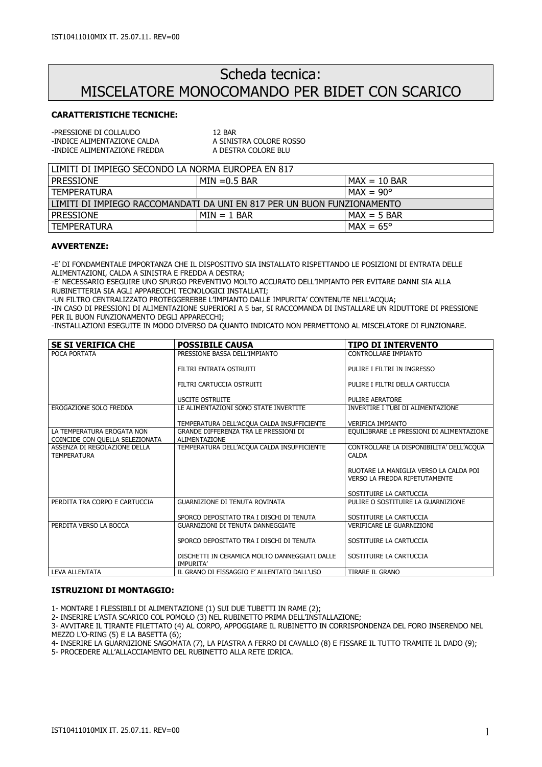# Scheda tecnica: MISCELATORE MONOCOMANDO PER BIDET CON SCARICO

**CARATTERISTICHE TECNICHE:**

| | |
|---|---|
| -PRESSIONE DI COLLAUDO | 12 BAR |
| -INDICE ALIMENTAZIONE CALDA | A SINISTRA COLORE ROSSO |
| -INDICE ALIMENTAZIONE FREDDA | A DESTRA COLORE BLU |

| LIMITI DI IMPIEGO SECONDO LA NORMA EUROPEA EN 817 | | |
|---|---|---|
| PRESSIONE | MIN =0.5 BAR | MAX = 10 BAR |
| TEMPERATURA | | MAX = 90° |
| **LIMITI DI IMPIEGO RACCOMANDATI DA UNI EN 817 PER UN BUON FUNZIONAMENTO** | | |
| PRESSIONE | MIN = 1 BAR | MAX = 5 BAR |
| TEMPERATURA | | MAX = 65° |

**AVVERTENZE:**

-E' DI FONDAMENTALE IMPORTANZA CHE IL DISPOSITIVO SIA INSTALLATO RISPETTANDO LE POSIZIONI DI ENTRATA DELLE ALIMENTAZIONI, CALDA A SINISTRA E FREDDA A DESTRA;
-E' NECESSARIO ESEGUIRE UNO SPURGO PREVENTIVO MOLTO ACCURATO DELL'IMPIANTO PER EVITARE DANNI SIA ALLA RUBINETTERIA SIA AGLI APPARECCHI TECNOLOGICI INSTALLATI;
-UN FILTRO CENTRALIZZATO PROTEGGEREBBE L'IMPIANTO DALLE IMPURITA' CONTENUTE NELL'ACQUA;
-IN CASO DI PRESSIONI DI ALIMENTAZIONE SUPERIORI A 5 bar, SI RACCOMANDA DI INSTALLARE UN RIDUTTORE DI PRESSIONE PER IL BUON FUNZIONAMENTO DEGLI APPARECCHI;
-INSTALLAZIONI ESEGUITE IN MODO DIVERSO DA QUANTO INDICATO NON PERMETTONO AL MISCELATORE DI FUNZIONARE.

| SE SI VERIFICA CHE | POSSIBILE CAUSA | TIPO DI INTERVENTO |
|---|---|---|
| POCA PORTATA | PRESSIONE BASSA DELL'IMPIANTO | CONTROLLARE IMPIANTO |
| | FILTRI ENTRATA OSTRUITI | PULIRE I FILTRI IN INGRESSO |
| | FILTRI CARTUCCIA OSTRUITI | PULIRE I FILTRI DELLA CARTUCCIA |
| | USCITE OSTRUITE | PULIRE AERATORE |
| EROGAZIONE SOLO FREDDA | LE ALIMENTAZIONI SONO STATE INVERTITE | INVERTIRE I TUBI DI ALIMENTAZIONE |
| | TEMPERATURA DELL'ACQUA CALDA INSUFFICIENTE | VERIFICA IMPIANTO |
| LA TEMPERATURA EROGATA NON COINCIDE CON QUELLA SELEZIONATA | GRANDE DIFFERENZA TRA LE PRESSIONI DI ALIMENTAZIONE | EQUILIBRARE LE PRESSIONI DI ALIMENTAZIONE |
| ASSENZA DI REGOLAZIONE DELLA TEMPERATURA | TEMPERATURA DELL'ACQUA CALDA INSUFFICIENTE | CONTROLLARE LA DISPONIBILITA' DELL'ACQUA CALDA |
| | | RUOTARE LA MANIGLIA VERSO LA CALDA POI VERSO LA FREDDA RIPETUTAMENTE |
| | | SOSTITUIRE LA CARTUCCIA |
| PERDITA TRA CORPO E CARTUCCIA | GUARNIZIONE DI TENUTA ROVINATA | PULIRE O SOSTITUIRE LA GUARNIZIONE |
| | SPORCO DEPOSITATO TRA I DISCHI DI TENUTA | SOSTITUIRE LA CARTUCCIA |
| PERDITA VERSO LA BOCCA | GUARNIZIONI DI TENUTA DANNEGGIATE | VERIFICARE LE GUARNIZIONI |
| | SPORCO DEPOSITATO TRA I DISCHI DI TENUTA | SOSTITUIRE LA CARTUCCIA |
| | DISCHETTI IN CERAMICA MOLTO DANNEGGIATI DALLE IMPURITA' | SOSTITUIRE LA CARTUCCIA |
| LEVA ALLENTATA | IL GRANO DI FISSAGGIO E' ALLENTATO DALL'USO | TIRARE IL GRANO |

**ISTRUZIONI DI MONTAGGIO:**

1- MONTARE I FLESSIBILI DI ALIMENTAZIONE (1) SUI DUE TUBETTI IN RAME (2);
2- INSERIRE L'ASTA SCARICO COL POMOLO (3) NEL RUBINETTO PRIMA DELL'INSTALLAZIONE;
3- AVVITARE IL TIRANTE FILETTATO (4) AL CORPO, APPOGGIARE IL RUBINETTO IN CORRISPONDENZA DEL FORO INSERENDO NEL MEZZO L'O-RING (5) E LA BASETTA (6);
4- INSERIRE LA GUARNIZIONE SAGOMATA (7), LA PIASTRA A FERRO DI CAVALLO (8) E FISSARE IL TUTTO TRAMITE IL DADO (9);
5- PROCEDERE ALL'ALLACCIAMENTO DEL RUBINETTO ALLA RETE IDRICA.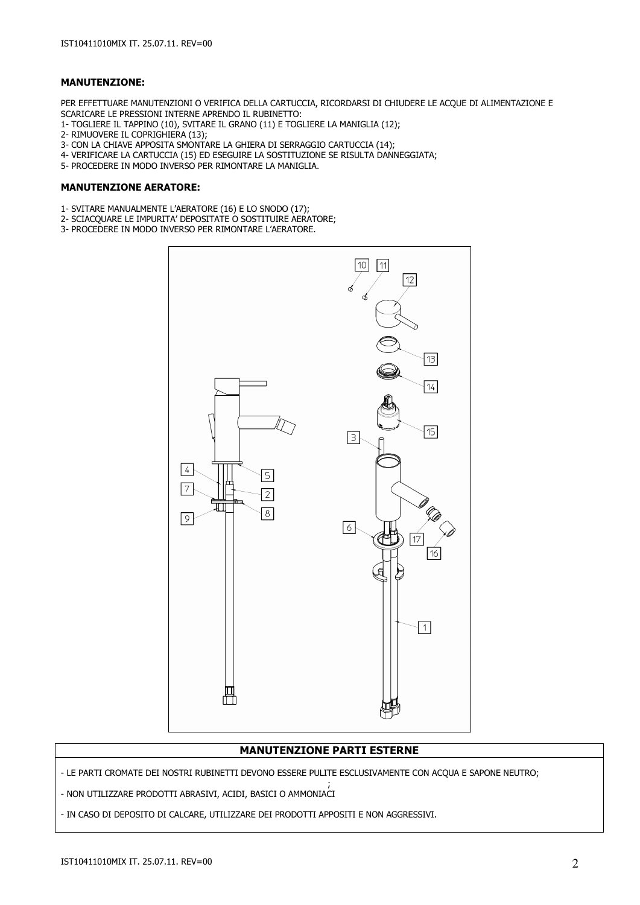**MANUTENZIONE:**

PER EFFETTUARE MANUTENZIONI O VERIFICA DELLA CARTUCCIA, RICORDARSI DI CHIUDERE LE ACQUE DI ALIMENTAZIONE E SCARICARE LE PRESSIONI INTERNE APRENDO IL RUBINETTO:

1- TOGLIERE IL TAPPINO (10), SVITARE IL GRANO (11) E TOGLIERE LA MANIGLIA (12);
2- RIMUOVERE IL COPRIGHIERA (13);
3- CON LA CHIAVE APPOSITA SMONTARE LA GHIERA DI SERRAGGIO CARTUCCIA (14);
4- VERIFICARE LA CARTUCCIA (15) ED ESEGUIRE LA SOSTITUZIONE SE RISULTA DANNEGGIATA;
5- PROCEDERE IN MODO INVERSO PER RIMONTARE LA MANIGLIA.

**MANUTENZIONE AERATORE:**

1- SVITARE MANUALMENTE L'AERATORE (16) E LO SNODO (17);
2- SCIACQUARE LE IMPURITA' DEPOSITATE O SOSTITUIRE AERATORE;
3- PROCEDERE IN MODO INVERSO PER RIMONTARE L'AERATORE.

10
11
12
13
14
15
3
4
5
7
2
8
9
6
17
16
1

## MANUTENZIONE PARTI ESTERNE

- LE PARTI CROMATE DEI NOSTRI RUBINETTI DEVONO ESSERE PULITE ESCLUSIVAMENTE CON ACQUA E SAPONE NEUTRO;
- NON UTILIZZARE PRODOTTI ABRASIVI, ACIDI, BASICI O AMMONIACI;
- IN CASO DI DEPOSITO DI CALCARE, UTILIZZARE DEI PRODOTTI APPOSITI E NON AGGRESSIVI.